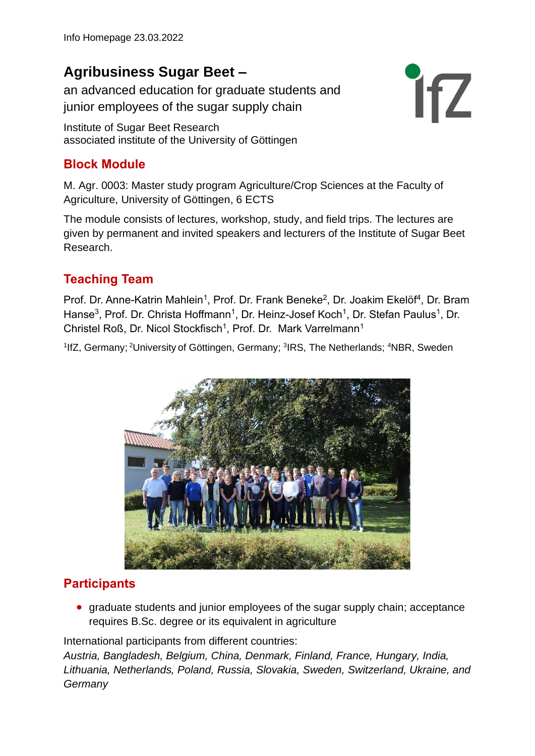Info Homepage 23.03.2022

# Agribusiness Sugar Beet –

an advanced education for graduate students and junior employees of the sugar supply chain

Institute of Sugar Beet Research
associated institute of the University of Göttingen

## Block Module

M. Agr. 0003: Master study program Agriculture/Crop Sciences at the Faculty of Agriculture, University of Göttingen, 6 ECTS

The module consists of lectures, workshop, study, and field trips. The lectures are given by permanent and invited speakers and lecturers of the Institute of Sugar Beet Research.

## Teaching Team

Prof. Dr. Anne-Katrin Mahlein[1], Prof. Dr. Frank Beneke[2], Dr. Joakim Ekelöf[4], Dr. Bram Hanse[3], Prof. Dr. Christa Hoffmann[1], Dr. Heinz-Josef Koch[1], Dr. Stefan Paulus[1], Dr. Christel Roß, Dr. Nicol Stockfisch[1], Prof. Dr. Mark Varrelmann[1]

[1]IfZ, Germany; [2]University of Göttingen, Germany; [3]IRS, The Netherlands; [4]NBR, Sweden

## Participants

- graduate students and junior employees of the sugar supply chain; acceptance requires B.Sc. degree or its equivalent in agriculture

International participants from different countries:
*Austria, Bangladesh, Belgium, China, Denmark, Finland, France, Hungary, India, Lithuania, Netherlands, Poland, Russia, Slovakia, Sweden, Switzerland, Ukraine, and Germany*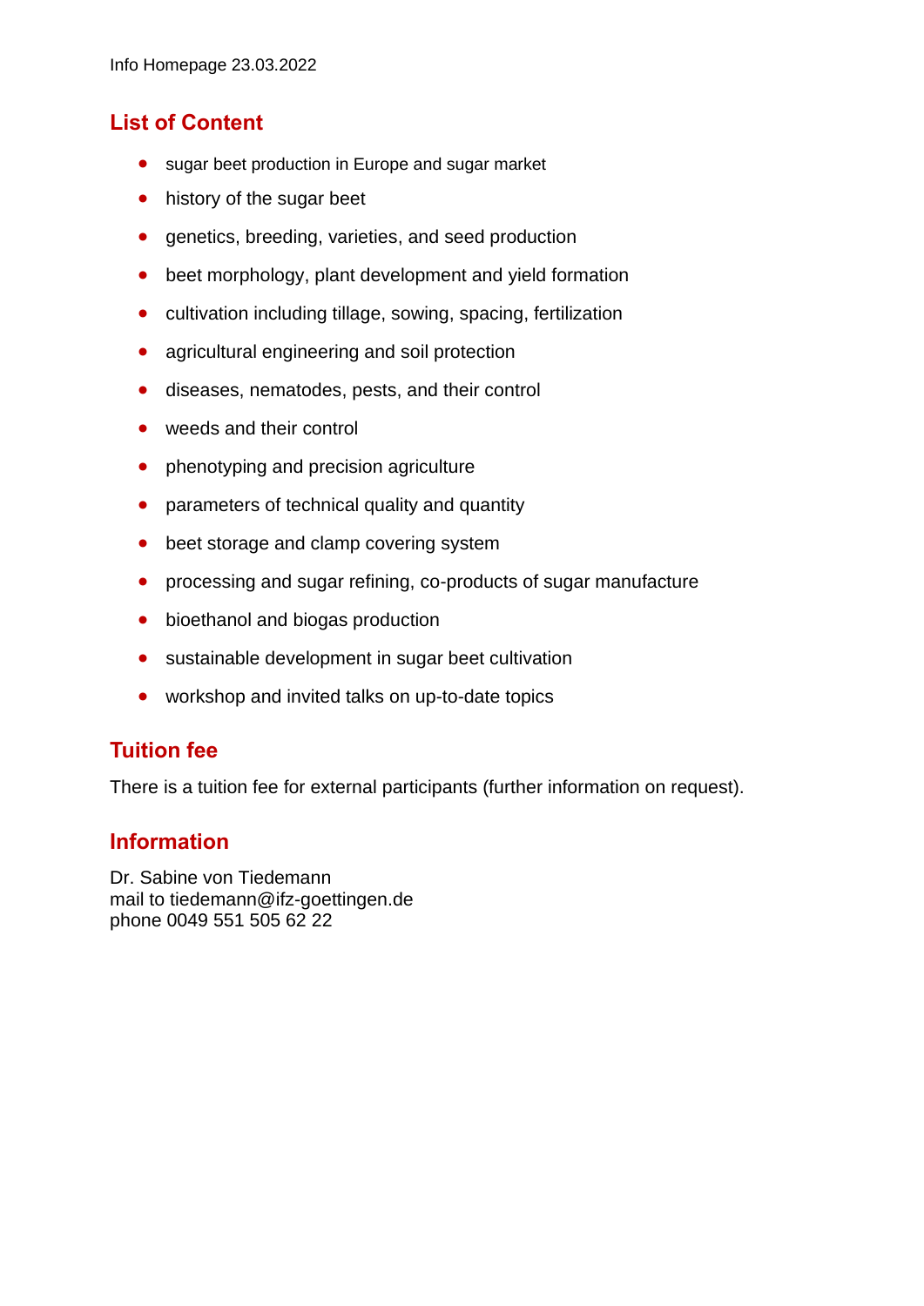Info Homepage 23.03.2022

## List of Content

- sugar beet production in Europe and sugar market
- history of the sugar beet
- genetics, breeding, varieties, and seed production
- beet morphology, plant development and yield formation
- cultivation including tillage, sowing, spacing, fertilization
- agricultural engineering and soil protection
- diseases, nematodes, pests, and their control
- weeds and their control
- phenotyping and precision agriculture
- parameters of technical quality and quantity
- beet storage and clamp covering system
- processing and sugar refining, co-products of sugar manufacture
- bioethanol and biogas production
- sustainable development in sugar beet cultivation
- workshop and invited talks on up-to-date topics

## Tuition fee

There is a tuition fee for external participants (further information on request).

## Information

Dr. Sabine von Tiedemann
mail to tiedemann@ifz-goettingen.de
phone 0049 551 505 62 22